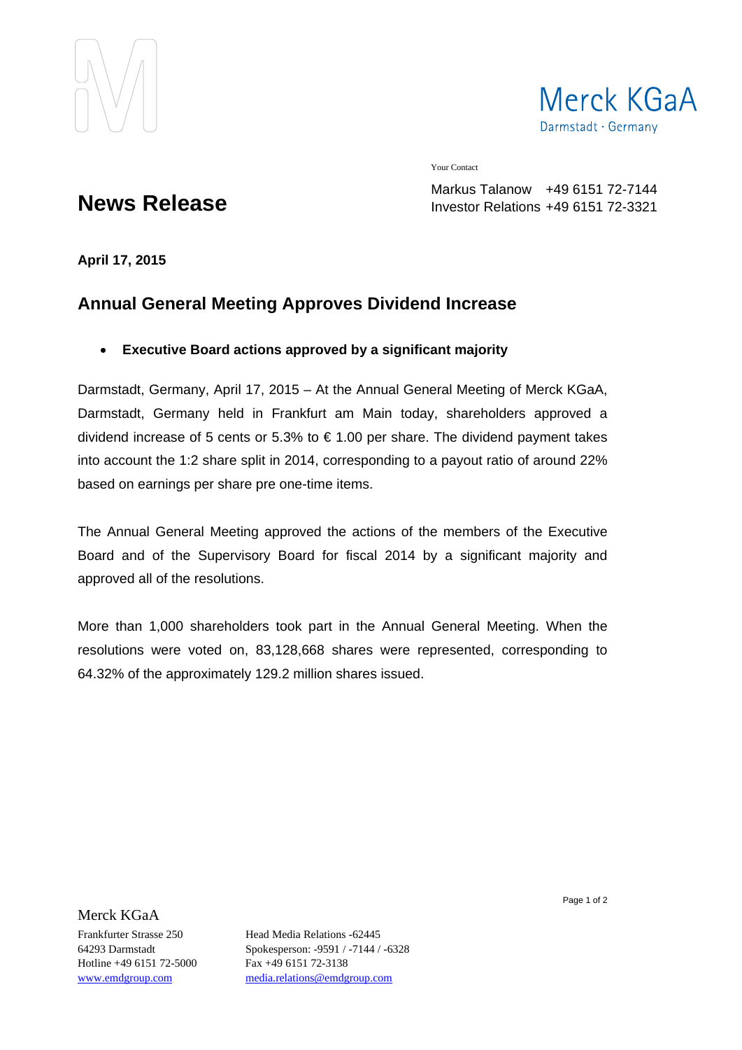Merck KGaA
Darmstadt · Germany

Your Contact

Markus Talanow +49 6151 72-7144
Investor Relations +49 6151 72-3321

# News Release

**April 17, 2015**

## Annual General Meeting Approves Dividend Increase

- **Executive Board actions approved by a significant majority**

Darmstadt, Germany, April 17, 2015 – At the Annual General Meeting of Merck KGaA, Darmstadt, Germany held in Frankfurt am Main today, shareholders approved a dividend increase of 5 cents or 5.3% to € 1.00 per share. The dividend payment takes into account the 1:2 share split in 2014, corresponding to a payout ratio of around 22% based on earnings per share pre one-time items.

The Annual General Meeting approved the actions of the members of the Executive Board and of the Supervisory Board for fiscal 2014 by a significant majority and approved all of the resolutions.

More than 1,000 shareholders took part in the Annual General Meeting. When the resolutions were voted on, 83,128,668 shares were represented, corresponding to 64.32% of the approximately 129.2 million shares issued.

Merck KGaA
Frankfurter Strasse 250
64293 Darmstadt
Hotline +49 6151 72-5000
www.emdgroup.com

Head Media Relations -62445
Spokesperson: -9591 / -7144 / -6328
Fax +49 6151 72-3138
media.relations@emdgroup.com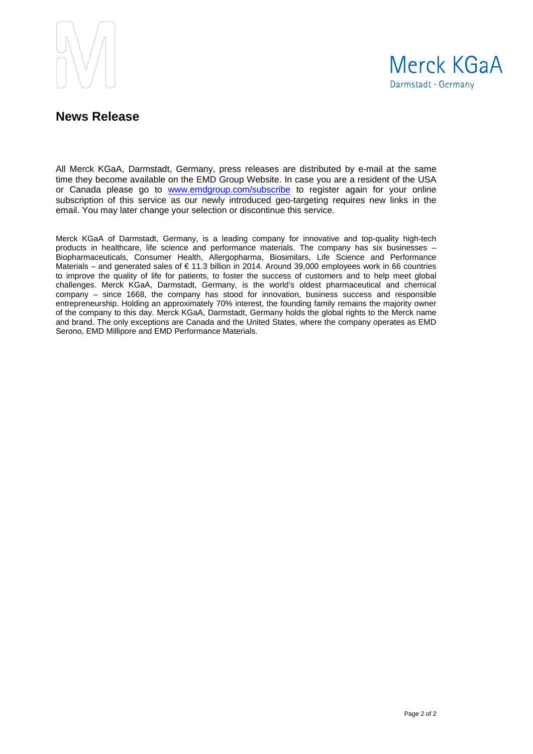Merck KGaA

Darmstadt · Germany

## News Release

All Merck KGaA, Darmstadt, Germany, press releases are distributed by e-mail at the same time they become available on the EMD Group Website. In case you are a resident of the USA or Canada please go to www.emdgroup.com/subscribe to register again for your online subscription of this service as our newly introduced geo-targeting requires new links in the email. You may later change your selection or discontinue this service.

Merck KGaA of Darmstadt, Germany, is a leading company for innovative and top-quality high-tech products in healthcare, life science and performance materials. The company has six businesses – Biopharmaceuticals, Consumer Health, Allergopharma, Biosimilars, Life Science and Performance Materials – and generated sales of € 11.3 billion in 2014. Around 39,000 employees work in 66 countries to improve the quality of life for patients, to foster the success of customers and to help meet global challenges. Merck KGaA, Darmstadt, Germany, is the world's oldest pharmaceutical and chemical company – since 1668, the company has stood for innovation, business success and responsible entrepreneurship. Holding an approximately 70% interest, the founding family remains the majority owner of the company to this day. Merck KGaA, Darmstadt, Germany holds the global rights to the Merck name and brand. The only exceptions are Canada and the United States, where the company operates as EMD Serono, EMD Millipore and EMD Performance Materials.